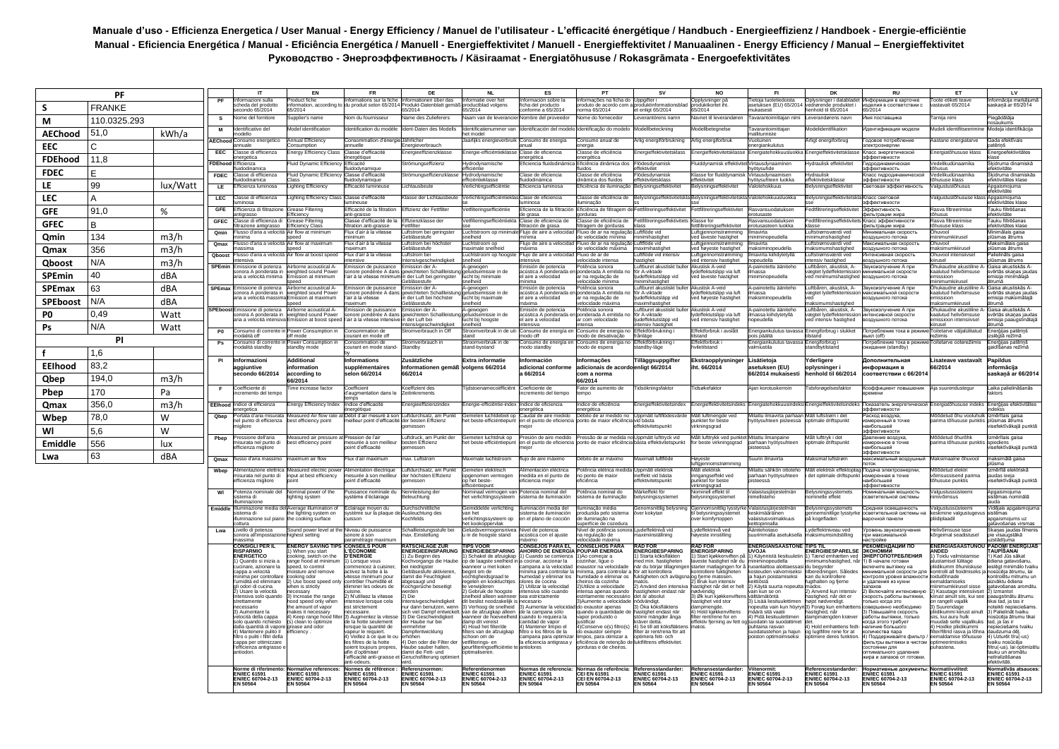**Manuale d'uso - Efficienza Energetica / User Manual - Energy Efficiency / Manuel de l'utilisateur - L'efficacité énergétique / Handbuch - Energieeffizienz / Handboek - Energie-efficiëntie**
**Manual - Eficiencia Energética / Manual - Eficiência Energética / Manuell - Energieffektivitet / Manuell - Energieffektivitet / Manuaalinen - Energy Efficiency / Manual – Energieffektivitet**
**Руководство - Энергоэффективность / Käsiraamat - Energiatõhususe / Rokasgrāmata - Energoefektivitātes**

| PF | | |
|---|---|---|
| S | FRANKE | |
| M | 110.0325.293 | |
| AEChood | 51,0 | kWh/a |
| EEC | C | |
| FDEhood | 11,8 | |
| FDEC | E | |
| LE | 99 | lux/Watt |
| LEC | A | |
| GFE | 91,0 | % |
| GFEC | B | |
| Qmin | 134 | m3/h |
| Qmax | 356 | m3/h |
| Qboost | N/A | m3/h |
| SPEmin | 40 | dBA |
| SPEmax | 63 | dBA |
| SPEboost | N/A | dBA |
| P0 | 0,49 | Watt |
| Ps | N/A | Watt |
| **PI** | | |
| f | 1,6 | |
| EEIhood | 83,2 | |
| Qbep | 194,0 | m3/h |
| Pbep | 170 | Pa |
| Qmax | 356,0 | m3/h |
| Wbep | 78,0 | W |
| WI | 5,6 | W |
| Emiddle | 556 | lux |
| Lwa | 63 | dBA |

| | IT | EN | FR | DE | NL | ES | PT | SV | NO | FI | DK | RU | ET | LV |
|---|---|---|---|---|---|---|---|---|---|---|---|---|---|---|
| PF | Informazioni sulla scheda del prodotto secondo 65/2014 | Product fiche information, according to 65/2014 | Informations sur la fiche du produit selon 65/2014 | Informationen über das Produkt-Datenblatt gemäß 65/2014 | Informatie over het productblad volgens 65/2014 | Información sobre la ficha del producto conforme a 65/2014 | Informações na ficha do produto de acordo com a norma 65/2014 | Uppgifter i produktinformationsblad et enligt 65/2014 | Opplysninger på produktkortet iht. 65/2014 | Tietoja tuotetiedoista asetuksen (EU) 65/2014 mukaisesti | Oplysninger i databladet vedrørende produktet i henhold til 65/2014 | Информация в карточке изделия в соответствии с 65/2014 | Toote etiketi teave vastavalt 65/2014 | Informācija marķējumā saskaņā ar 65/2014 |
| S | Nome del fornitore | Supplier's name | Nom du fournisseur | Name des Zulieferers | Naam van de leverancier | Nombre del proveedor | Nome do fornecedor | Leverantörens namn | Navnet til leverandøren | Tavarantoimittajan nimi | Leverandørens navn | Имя поставщика | Tarnija nimi | Piegādātāja nosaukums |
| M | Identificativo del modello | Model identification | Identification du modèle | Ident-Daten des Modells | Identificatienummer van het model | Identificación del modelo | Identificação do modelo | Modellbeteckning | Modellbetegnelse | Tavarantoimittajan mallitunniste | Modelidentifikation | Идентификация модели | Mudeli identifitseerimine | Modeļa identifikācija |
| AEChood | Consumo energetico annuale | Annual Energy Consumption | Consommation d'énergie annuelle | Jährlicher Energieverbrauch | Jaarlijks energieverbruik | Consumo de energía anual | Consumo anual de energia | Årlig energiförbrukning | Årlig energiforbruk | Vuotuinen energiankulutus | Årligt energiforbrug | Годовое потребление электроэнергии | Aastane energiatarve | Gada efektīvais patēriņš |
| EEC | Classe di efficienza energetica | Energy Efficiency Class | Classe d'efficacité énergétique | Energieeffizienzklasse | Energie-efficiëntieklasse | Clase de eficiencia energética | Classe de eficiência energética | Energieffektivitetsklass | Energieffektivitetsklasse | Energiatehokkuusluokka | Energieffektivitetsklasse | Класс энергетической эффективности | Energiatõhususe klass | Energoefektivitātes klase |
| FDEhood | Efficienza fluidodinamica | Fluid Dynamic Efficiency | Efficacité fluidodynamique | Strömungseffizienz | Hydrodynamische efficiëntie | Eficiencia fluidodinámica | Eficiência dinâmica dos fluidos | Flödesdynamisk effektivitet | Fluiddynamisk effektivitet | Virtausdynaaminen hyötysuhde | Hydraulisk effektivitet | Гидродинамическая эффективность | Vedelikudünaamika tõhusus | Škidruma dinamiskā efektivitāte |
| FDEC | Classe di efficienza fluidodinamica | Fluid Dynamic Efficiency Class | Classe d'efficacité fluidodynamique | Strömungseffizienzklasse | Hydrodynamische efficiëntieklasse | Clase de eficiencia fluidodinámica | Classe de eficiência dinâmica dos fluidos | Flödesdynamisk effektivitetsklass | Klasse for fluiddynamisk effektivitet | Virtausdynaamisen hyötysuhteen luokka | Hydraulisk effektivitetsklasse | Класс гидродинамической эффективности | Vedelikudünaamika tõhususe klass | Škidruma dinamiskās efektivitātes klase |
| LE | Efficienza luminosa | Lighting Efficiency | Efficacité lumineuse | Lichtausbeute | Verlichtingsefficiëntie | Eficiencia lumínosa | Eficiência de iluminação | Belysningseffektivitet | Belysningseffektivitet | Valotehokkuus | Belysningseffektivitet | Световая эффективность | Valgustustõhusus | Apgaismojuma efektivitāte |
| LEC | Classe di efficienza luminosa | Lighting Efficiency Class | Classe d'efficacité lumineuse | Klasse der Lichtausbeute | Verlichtingsefficiëntieklasse | Clase de eficiencia luminosa | Classe de eficiência de iluminação | Belysningseffektivitetsklasse | Belysningseffektivitetsklasse | Valotehokkuusluokka | Belysningseffektivitetsklasse | Класс световой эффективности | Valgustustõhususe klass | Apgaismojuma efektivitātes klase |
| GFE | Efficienza di filtrazione antigrasso | Grease Filtering Efficiency | Efficacité de la filtration anti-graisse | Effizienz der Fettfilter | Vetfilteringsefficiëntie | Eficiencia de la filtración de grasa | Eficiência de filtragem de gorduras | Fettfiltreringseffektivitet | Fettfiltreringseffektivitet | Rasvansuodatuksen erotusaste | Fedtfiltreringseffektivitet | Эффективность фильтрации жира | Rasva filtreerimise tõhusus | Taukų filtrēšanas efektivitāte |
| GFEC | Classe di efficienza di filtrazione antigrasso | Grease Filtering Efficiency Class | Classe d'efficacité de la filtration anti-graisse | Effizienzklasse der Fettfilter | Vetfilteringsefficiëntieklasse | Clase de eficiencia de filtración de grasa | Classe de eficiência de filtragem de gorduras | Fettfiltreringseffektivitetsklass | Klasse for fettfiltreringseffektivitet | Rasvansuodatuksen erotusasteen luokka | Fedtfiltreringseffektivitetsklasse | Класс эффективности фильтрации жира | Rasva filtreerimise tõhususe klass | Taukų filtrēšanas efektivitātes klase |
| Qmin | Flusso d'aria a velocità minima | Air flow at minimum speed | Flux d'air à la vitesse minimum | Luftstrom bei geringster Gebläsestufe | Luchtstroom op minimale snelheid | Flujo de aire a velocidad mínima | Fluxo de ar na regulação de velocidade mínima | Luftflöde vid minimihastighet | Luftgjennomstrømming ved laveste hastighet | Ilmavirta miniminopeudella | Luftstrømsværdi ved minimumshastighed | Минимальная скорость воздушного потока | Õhuvool miinimumkiirusel | Minimālais gaisa plūsmas ātrums |
| Qmax | Flusso d'aria a velocità massima | Air flow at maximum speed | Flux d'air à la vitesse maximum | Luftstrom bei höchster Gebläsestufe | Luchtstroom op maximale snelheid | Flujo de aire a velocidad máxima | Fluxo de ar na regulação de velocidade máxima | Luftflöde vid maximihastighet | Luftgjennomstrømming ved høyeste hastighet | Ilmavirta maksiminopeudella | Luftstrømsværdi ved maksimumshastighed | Максимальная скорость воздушного потока | Õhuvool maksimumkiirusel | Maksimālais gaisa plūsmas ātrums |
| Qboost | Flusso d'aria a velocità intensiva | Air flow at boost speed | Flux d'air à la vitesse intensive | Luftstrom bei Intensivgeschwindigkeit | Luchtstroom op hoogste snelheid | Flujo de aire a velocidad intensiva | Fluxo de ar de velocidade intensiva | Luftflöde vid intensiv hastighet | Luftgjennomstrømming ved intensiv hastighet | Ilmavirta kiihdytetyllä nopeudella | Luftstrømsværdi ved intensiv hastighed | Интенсивная скорость воздушного потока | Õhuvool intensiivsel kiirusel | Palielināts gaisa plūsmas ātrums |
| SPEmin | Emissione di potenza sonora A ponderata in aria a velocità minima | Airborne acoustical A-weighted sound Power Emission at minimum speed | Émission de puissance sonore pondérée A dans l'air à la vitesse minimum | Emission der A-gewichteten Schallleistung in der Luft bei geringster Gebläsestufe | A-gewogen geluidsemissie in de lucht bij minimale snelheid | Emisión de potencia acústica A ponderada en el aire a velocidad mínima | Potência sonora acústica A ponderada A emitida no ar na regulação de velocidade mínima | Luftburet akustiskt buller för A-viktade ljudeffektutsläpp vid minimihastighet | Akustisk A-veid lydeffektutslipp via luft ved laveste hastighet | A-painotettu äänitehotaso ilmassa miniminopeudella | Luftbåren, akustisk, A-vægtet lydeffektemission ved minimumshastighed | Звукоизлучение А при минимальной скорости воздушного потока | Õhukaudne akustiline A-kaalutud helivõimsuse emissioon miinimumkiirusel | Gaisa akustiskās A-svērtās skaņas jaudas emisija minimālajā ātrumā |
| SPEmax | Emissione di potenza sonora A ponderata in aria a velocità massima | Airborne acoustical A-weighted sound Power Emission at maximum speed | Émission de puissance sonore pondérée A dans l'air à la vitesse maximum | Emission der A-gewichteten Schallleistung in der Luft bei höchster Gebläsestufe | A-gewogen geluidsemissie in de lucht bij maximale snelheid | Emisión de potencia acústica A ponderada en el aire a velocidad máxima | Potência sonora acústica A ponderada A emitida no ar na regulação de velocidade máxima | Luftburet akustiskt buller för A-viktade ljudeffektutsläpp vid maximihastighet | Akustisk A-veid lydeffektutslipp via luft ved høyeste hastighet | A-painotettu äänitehotaso ilmassa maksiminopeudella | Luftbåren, akustisk, A-vægtet lydeffektemission ved maksimumshastighed | Звукоизлучение А при максимальной скорости воздушного потока | Õhukaudne akustiline A-kaalutud helivõimsuse emissioon maksimumkiirusel | Gaisa akustiskās A-svērtās skaņas jaudas emisija maksimālajā ātrumā |
| SPEboost | Emissione di potenza sonora A ponderata in aria a velocità intensiva | Airborne acoustical A-weighted sound Power Emission at boost speed | Émission de puissance sonore pondérée A dans l'air à la vitesse intensive | Emission der A-gewichteten Schallleistung in der Luft bei Intensivgeschwindigkeit | A-gewogen geluidsemissie in de lucht bij hoogste snelheid | Emisión de potencia acústica A ponderada en el aire a velocidad intensiva | Potência sonora acústica A ponderada A emitida no ar de velocidade intensa | Luftburet akustiskt buller för A-viktade ljudeffektutsläpp vid intensiv hastighet | Akustisk A-veid lydeffektutslipp via luft ved intensiv hastighet | A-painotettu äänitehotaso ilmassa kiihdytetyllä nopeudella | Luftbåren, akustisk, A-vægtet lydeffektemission ved intensiv hastighed | Звукоизлучение А при интенсивной скорости воздушного потока | Õhukaudne akustiline A-kaalutud helivõimsuse emissioon intensiivsel kiirusel | Gaisa akustiskās A-svērtās skaņas jaudas emisija paaugstinātajā ātrumā |
| P0 | Consumo di corrente in modalità off | Power Consumption in off mode | Consommation de courant en mode off | Stromverbrauch in Off | Stroomverbruik in de uit-stand | Consumo de energía en modo off | Consumo de energia no modo de desativação | Effektförbrukning i frånläge | Effektforbruk i avslått tilstand | Energiankulutus tavassa pois päältä | Energiforbrug i slukket tilstand | Потребление тока в режиме выкл (off) | Toitetarve väljalülitatud režiimis | Enerģijas patēriņš izslēgtā režīmā |
| Ps | Consumo di corrente in modalità standby | Power Consumption in standby mode | Consommation de courant en mode stand-by | Stromverbrauch in Standby | Stroomverbruik in de stand-bystand | Consumo de energía en modo standby | Consumo de energia no modo de espera | Effektförbrukning i standby-läge | Effektforbruk i hviletilstand | Energiankulutus tavassa valmiustila | Energiforbrug i standbytilstand | Потребление тока в режиме ожидания (standby) | Toitetarve ooterežiimis | Enerģijas patēriņš gaidīšanas režīmā |
| PI | **Informazioni aggiuntive secondo 66/2014** | **Additional information according to 66/2014** | **Informations supplémentaires selon 66/2014** | **Zusätzliche Informationen gemäß 66/2014** | **Extra informatie volgens 66/2014** | **Información adicional conforme a 66/2014** | **Informações adicionais de acordo com a norma 66/2014** | **Tilläggsuppgifter enligt 66/2014** | **Ekstraopplysninger iht. 66/2014** | **Lisätietoja asetuksen (EU) 66/2014 mukaisesti** | **Yderligere oplysninger i henhold til 66/2014** | **Дополнительная информация в соответствии с 66/2014** | **Lisateave vastavalt 66/2014** | **Papildus informācija saskaņā ar 66/2014** |
| f | Coefficiente di incremento del tempo | Time increase factor | Coefficient d'augmentation dans le temps | Koeffizient des Zeitinkrements | Tijdstoenamecoëfficiënt | Coeficiente de incremento del tiempo | Fator de aumento de tempo | Tidsökningsfaktor | Tidsøkefaktor | Ajan korotuskerroin | Tidsforøgelsesfaktor | Коэффициент повышения времени | Aja suurendustegur | Laika palielināšanās faktors |
| EEIhood | Indice di efficienza energetica | Energy Efficiency Index | Indice d'efficacité énergétique | Energieeffizienzindex | Energie-efficiëntie-index | Índice de eficiencia energética | Índice de eficiência energética | Energieffektivitetsindex | Energieffektivitetsindeks | Energiatehokkuusindeksi | Energieffektivitetsindeks | Показатель энергетической эффективности | Energiatõhususe indeks | Enerģijas efektivitātes indekss |
| Qbep | Portata d'aria misurata nel punto di efficienza migliore | Measured Air flow rate at best efficiency point | Débit d'air mesuré à son meilleur point d'efficacité | Luftdurchsatz, am Punkt der besten Effizienz gemessen | Gemeten luchtdebiet op het beste-efficiëntiepunt | Caudal de aire medido en el punto de eficiencia mejor | Débito de ar medido no ponto de maior eficiência | Uppmätt luftflödesvärde vid bästa effektivitetspunkt | Målt luftmengde ved punktet for beste virkningsgrad | Mitattu ilmavirta parhaan hyötysuhteen pisteessä | Målt luftstrøm i det optimale driftspunkt | Расход воздуха, измеренный в точке наибольшей эффективности | Mõõdetud õhu vooluhulk parima tõhususe punktis | Izmērītais gaisa plūsmas ātrums visefektīvākajā punktā |
| Pbep | Pressione dell'aria misurata nel punto di efficienza migliore | Measured air pressure at best efficiency point | Pression de l'air mesurée à son meilleur point d'efficacité | Luftdruck, am Punkt der besten Effizienz gemessen | Gemeten luchtdruk op het beste-efficiëntiepunt | Presión de aire medido en el punto de eficiencia mejor | Pressão de ar medida no ponto de melhor eficiência | Uppmätt lufttryck vid bästa effektivitetspunkt | Målt lufttrykk ved punktet for beste virkningsgrad | Mitattu ilmanpaine parhaan hyötysuhteen pisteessä | Målt lufttryk i det optimale driftspunkt | Давление воздуха, измеренное в точке наибольшей эффективности | Mõõdetud õhurõhk parima tõhususe punktis | Izmērītais gaisa spiediens visefektīvākajā punktā |
| Qmax | flusso d'aria massimo | maximum air flow | Flux d'air maximum | max. Luftstrom | Maximale luchtstroom | flujo de aire máximo | Débito de ar máximo | Maximalt luftflöde | Høyeste luftgjennomstrømming | Suurin ilmavirta | Maksimal luftstrøm | максимальный воздушный поток | Maksimaalne õhuvool | maksimālā gaisa plūsma |
| Wbep | Alimentazione elettrica misurata nel punto di efficienza migliore | Measured electric power input at best efficiency point | Alimentation électrique mesurée à son meilleur point d'efficacité | Luftdurchsatz, am Punkt der höchsten Effizienz gemessen | Gemeten elektrisch opgenomen vermogen op het beste-efficiëntiepunt | Alimentación eléctrica medida en el punto de eficiencia mejor | Potência elétrica medida no ponto de maior eficiência | Uppmätt elektrisk ineffekt vid bästa effektivitetspunkt | Målt elektrisk inngangseffekt ved punktet for beste virkningsgrad | Mitattu sähkön ottoteho parhaan hyötysuhteen pisteessä | Målt elektrisk effektoptag i det optimale driftspunkt | Подача электроэнергии, измеренная в точке наибольшей эффективности | Mõõdetud elektri võimsussisend parima tõhususe punktis | Izmērītā elektriskā jauda ieejas visefektīvākajā punktā |
| WI | Potenza nominale del sistema di illuminazione | Nominal power of the lighting system | Puissance nominale du système d'éclairage | Nennleistung der Beleuchtung | Nominaal vermogen van het verlichtingssysteem | Potencia nominal del sistema de iluminación | Potência nominal do sistema de iluminação | Märkeffekt för belysningssystemet | Nominell effekt til belysningssystemet | Valaistusjärjestelmän nimellisteho | Belysningssystemets nominelle effekt | Номинальная мощность осветительной системы | Valgustussüsteemi nimivõimsus | Apgaismojuma sistēmas nominālā jauda |
| Emiddle | Illuminazione media del sistema di illuminazione sul piano cottura | Average illumination of the lighting system on the cooking surface | Éclairage moyen du système sur la plaque de cuisson | Durchschnittliche Ausleuchtung des Kochfelds | Gemiddelde verlichting van het verlichtingssysteem op het kookoppervlak | Iluminación media del sistema de iluminación en el plano de cocción | Iluminação média produzida pelo sistema de iluminação na superfície de cozedura | Genomsnittlig belysning över kokytan | Gjennomsnittlig lysstyrke til belysningssystemet over komfyrtoppen | Valaistusjärjestelmän keskimääräinen valaistusvoimakkuus keittopinnalla | Belysningssystemets gennemsnitlige lysstyrke på kogefladen | Средняя освещенность осветительной системы на варочной панели | Keskmine valgustugevus pliidiplaadil | Vidējais apgaismojums sistēmas apgaismojums uz gatavošanas virsmas |
| Lwa | Livello di potenza sonora all'impostazione più alta | Sound power level at the highest setting | Niveau de puissance sonore à son paramétrage maximum | Schallleistungsstufe bei max. Einstellung | Geluidsvermogensniveau in de hoogste stand | Nivel de potencia acústica con el ajuste máximo | Nível de potência sonora na regulação de velocidade máxima | Ljudeffektnivå vid maximiinställning | Lydeffektnivå ved høyeste innstilling | Äänitehotaso suurimmalla asetuksella | Lydeffektniveau ved maksimumsindstilling | Уровень звукоизлучения при максимальной настройке | Helivõimsuse tase kõrgeimal seadistusel | Skaņas jaudas līmenis pie visaugstākā uzstādījuma |
| | **CONSIGLI PER IL RISPARMIO ENERGETICO** 1) Quando si inizia a cucinare, azionare la cappa a velocità minima per controllare l'umidità ed eliminare gli odori di cucina 2) Usare la velocità intensiva solo quando strettamente necessario 3) Aumentare la velocità della cappa solo quando richiesto dalla quantità di vapore 4) Mantenere pulito il filtro o pulire i filtri della cappa per ottimizzare l'efficienza antigrasso e antiodori. | **ENERGY SAVING TIPS** 1) When you start cooking, switch on the range hood at minimum speed, to control moisture and remove cooking odor 2) Use boost speed only when is strictly necessary 3) Increase the range hood speed only when the amount of vapor makes it necessary 4) Keep range hood filter(s) clean to optimize grease and odor efficiency. | **CONSEILS POUR L'ÉCONOMIE D'ÉNERGIE** 1) Lorsque vous commencez à cuisiner, activez la hotte à la vitesse minimum pour contrôler l'humidité et éliminer les odeurs de cuisine. 2) N'utilisez la vitesse intensive que lorsque cela est strictement nécessaire. 3) Augmentez la vitesse de la hotte seulement lorsque la quantité de vapeur le requiert. 4) Veillez à ce que le ou les filtres de la hotte soient toujours propres, afin d'optimiser l'efficacité anti-graisse et anti-odeurs. | **RATSCHLÄGE ZUR ENERGIEEINSPARUNG** 1) Zu Beginn des Kochvorgangs die Haube bei niedrigster Gebläsestufe aktivieren, damit die Feuchtigkeit abgesaugt und Kochgerüche beseitigt werden 2) Die Intensivgeschwindigkeit nur dann benutzen, wenn sich viel Dampf entwickelt 3) Die Geschwindigkeit der Haube nur bei vermehrter Dampfentwicklung erhöhen 4) Den oder die Filter der Haube sauber halten, damit die Fett- und Geruchsfilterung optimiert wird. | **TIPS VOOR ENERGIEBESPARING** 1) Schakel de afzuigkap op de laagste snelheid in wanneer u met koken begint om de vochtigheid te regelen en kookluchtjes te verwijderen 2) Gebruik de hoogste snelheid alleen wanneer dit beslist noodzakelijk is 3) Verhoog de snelheid van de afzuigkap alleen wanneer de hoeveelheid damp dit vereist 4) Houd het filter of de filters van de afzuigkap schoon om de vetfilterings- en geurfilteringsefficiëntie te optimaliseren. | **CONSEJOS PARA EL AHORRO DE ENERGÍA** 1) Cuando se comienza a cocinar, accionar la campana a la velocidad mínima para controlar la humedad y eliminar los olores de cocina 2) Utilizar la velocidad intensiva sólo cuando sea estrictamente necesario 3) Aumentar la velocidad de la campana sólo cuando lo requiera la cantidad de vapor 4) Mantener limpio el filtro o los filtros de la campana para optimizar la eficiencia antigrasa y antiolores | **CONSELHOS PARA A POUPAR ENERGIA** 1) Ao começar a cozinhar, ligue o exaustor na velocidade mínima, para controlar a humidade e eliminar os cheiros da cozinha 2) Utilize a velocidade intensa apenas quando estritamente necessário 3) Aumente a velocidade do exaustor apenas quando a quantidade de vapor produzido o justificar 4) Conserve o(s) filtro(s) do exaustor sempre limpos, para otimizar a eficiência de retenção de gorduras e de cheiros. | **RÅD FÖR ENERGIBESPARING** 1) Starta köksfläkten med min. hastigheten när du börjar tillagningen för att kontrollera fuktigheten och avlägsna matos. 2) Använd den intensiva hastigheten endast när det är absolut nödvändigt. 3) Öka köksfläktens hastighet endast när större mängder ånga kräver detta. 4) Se till att köksfläktens filter är rena för att optimera fett- och luktfiltrens effektivitet. | **RÅD FOR ENERGISPARING** 1) Start kjøkkenviften på minimumshastighet når du starter matlagingen for å kontrollere fuktigheten og fjerne matosen. 2) Bruk kun intensiv hastighet når det er helt nødvendig 3) Øk kun kjøkkenviftens hastighet ved stor dampmengde. 4) Hold kjøkkenviftens filter rent/rene for en effektiv fjerning av fett og matos. | **ENERGIANSÄÄSTÖVINKKEJÄ** 1) Käynnistä liesituuletin kun aloitat ruoanlaiton alimmalla nopeudella, jotta kosteus ja ruoan hajut poistuvat 2) Käytä suurta nopeutta vain kun se on välttämätöntä 3) Lisää liesituulettimen nopeutta vain kun höyryn määrä sitä vaatii 4) Pidä liesituulettimen suodatin tai suodattimet puhtaina rasvan suodatuksen ja hajun poiston optimoimiseksi | **TIPS TIL ENERGIBESPARELSE** 1) Tænd emhætten ved minimumshastighed, når du begynder tilberedningen. Således kan du kontrollere fugtighed og fjerne mados. 2) Anvend kun intensiv hastighed, når det er strengt nødvendigt 3) Forøg kun emhættens hastighed, når dampmængden kræver det. 4) Hold emhættens fedt- og lugtfiltre rene for at optimere deres funktion. | **РЕКОМЕНДАЦИИ ПО ЭКОНОМИИ ЭНЕРГОПОТРЕБЛЕНИЯ** 1) В начале готовки включите вытяжку на минимальной скорости для контроля уровня влажности и удаления из кухни запахов 2) Включайте интенсивную скорость работы вытяжки, только когда это совершенно необходимо 3) Повышайте скорость работы вытяжки, только когда этого требует наличие большого количества пара 4) Поддерживайте фильтр / фильтры вытяжки в чистом состоянии для оптимального удаления жира и запахов от готовки. | **ENERGIASÄÄSTUNÕUANDED** 1) Toidu valmistamise alustamisel lülitage pliidikumm õhuniiskuse kontrolli all hoimiseks ja toidulõhnade eemaldamiseks miinimumkiirusel sisse 2) Kasutage intensiivset kiirust ainult siis, kui see on rangelt vajalik 3) Suurendage pliidikummi kiirust ainult siis, kui auru hulk muudab selle vajalikuks 4) Hoidke pliidikummi filter/filtrid rasva ja lõhna eemaldamise tõhususe optimeerimiseks puhastena. | **PADOMI ENERĢIJAS TAUPĪŠANAI** 1) Kad Jūs sākat ēdiena gatavošanu, iesliēgt minimālo tvaiku nosūcēja ātrumu, lai kontrolētu mitrumu un aizvāktu ēdiena gatavošanas aromātu. 2) Izmantot paaugstinātu ātrumu tikai tad, ja tas ir noteikti nepieciešams. 3) Palielināt tvaiku nosūcēja ātrumu tikai tad, ja tas ir nepieciešams tvaiku daudzuma dēļ. 4) Uzturēt filtru(-us) tvaiku nosūcēja filtru(-us) tīrus, lai optimizētu taukų un aromātu neitralizēšanas efektivitāti. |
| | **Norme di riferimento: EN/IEC 61591 EN/IEC 60704-2-13 EN 50564** | **Normative references: EN/IEC 61591 EN/IEC 60704-2-13 EN 50564** | **Normes de référence : EN/IEC 61591 EN/IEC 60704-2-13 EN 50564** | **Referenznormen: EN/IEC 61591 EN/IEC 60704-2-13 EN 50564** | **Referentienormen EN/IEC 61591 EN/IEC 60704-2-13 EN 50564** | **Normas de referencia: EN/IEC 61591 EN/IEC 60704-2-13 EN 50564** | **Normas de referência: CEI EN 61591 CEI EN 60704-2-13 EN 50564** | **Referensstandarder: EN/IEC 61591 EN/IEC 60704-2-13 EN 50564** | **Referansestandarder: EN/IEC 61591 EN/IEC 60704-2-13 EN 50564** | **Viitenormit: EN/IEC 61591 EN/IEC 60704-2-13 EN 50564** | **Referencestandarder: EN/IEC 61591 EN/IEC 60704-2-13 EN 50564** | **Нормативные документы: EN/IEC 61591 EN/IEC 60704-2-13 EN 50564** | **Normatiivviited: EN/IEC 61591 EN/IEC 60704-2-13 EN 50564** | **Normatīvās atsauces: EN/IEC 61591 EN/IEC 60704-2-13 EN 50564** |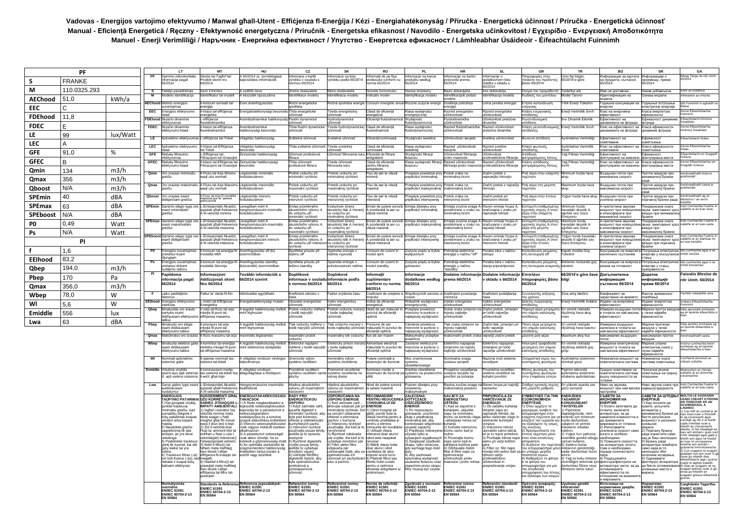**Vadovas - Energijos vartojimo efektyvumo / Manwal għall-Utent - Effiċjenza fl-Enerġija / Kézi - Energiahatékonyság / Příručka - Energetická účinnost / Príručka - Energetická účinnosť Manual - Eficiență Energetică / Ręczny - Efektywność energetyczna / Priručnik - Energetska efikasnost / Navodilo - Energetska učinkovitost / Εγχειρίδιο - Ενεργειακή Αποδοτικότητα Manuel - Enerji Verimliliği / Наръчник - Енергийна ефективност / Упутство - Енергетска ефикасност / Lámhleabhar Úsáideoir - Éifeachtúlacht Fuinnimh**

| PF | | |
|---|---|---|
| S | FRANKE | |
| M | 110.0325.293 | |
| AEChood | 51,0 | kWh/a |
| EEC | C | |
| FDEhood | 11,8 | |
| FDEC | E | |
| LE | 99 | lux/Watt |
| LEC | A | |
| GFE | 91,0 | % |
| GFEC | B | |
| Qmin | 134 | m3/h |
| Qmax | 356 | m3/h |
| Qboost | N/A | m3/h |
| SPEmin | 40 | dBA |
| SPEmax | 63 | dBA |
| SPEboost | N/A | dBA |
| P0 | 0,49 | Watt |
| Ps | N/A | Watt |
| **PI** | | |
| f | 1,6 | |
| EEIhood | 83,2 | |
| Qbep | 194,0 | m3/h |
| Pbep | 170 | Pa |
| Qmax | 356,0 | m3/h |
| Wbep | 78,0 | W |
| Wl | 5,6 | W |
| Emiddle | 556 | lux |
| Lwa | 63 | dBA |

EN/IEC 61591
EN/IEC 60704-2-13
EN 50564